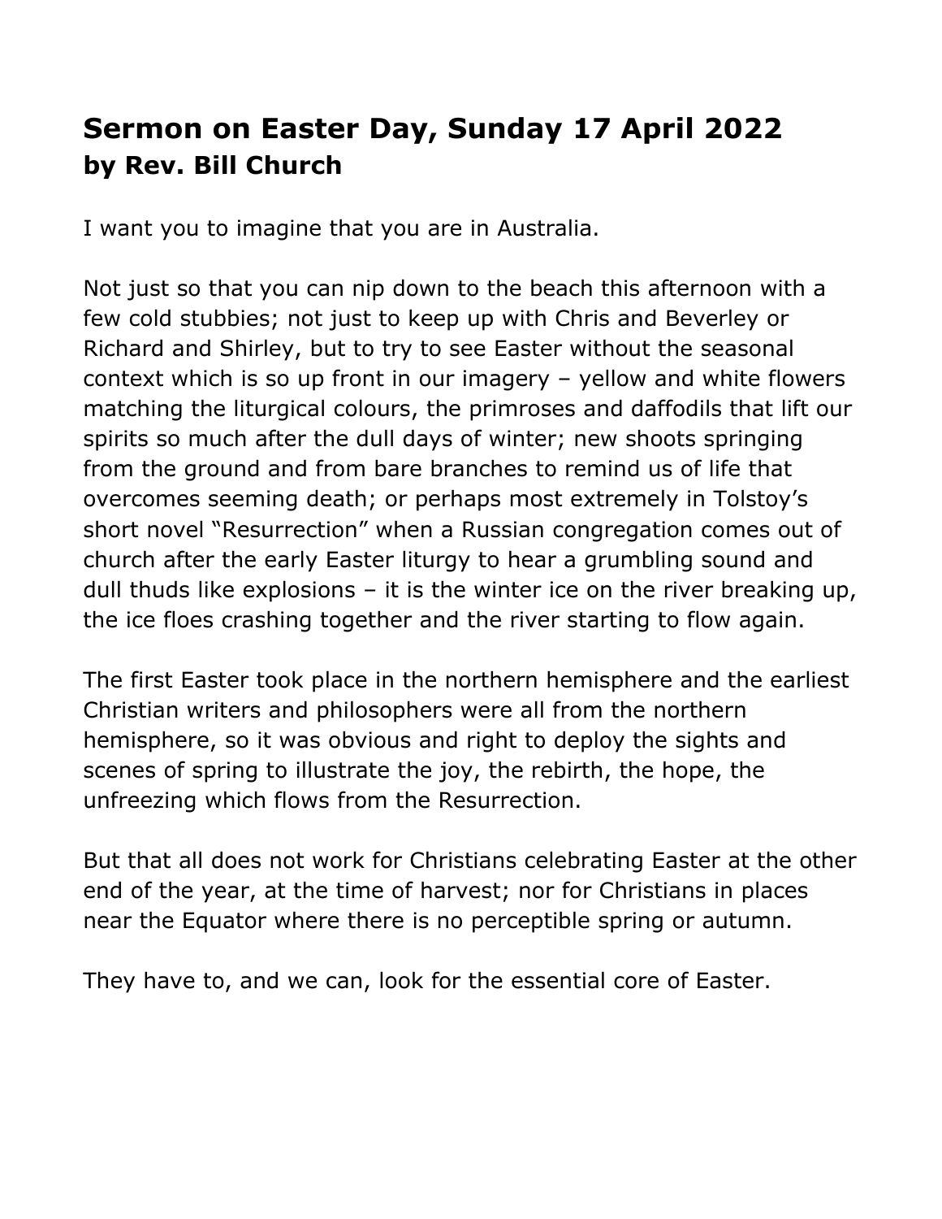# Sermon on Easter Day, Sunday 17 April 2022
## by Rev. Bill Church

I want you to imagine that you are in Australia.

Not just so that you can nip down to the beach this afternoon with a few cold stubbies; not just to keep up with Chris and Beverley or Richard and Shirley, but to try to see Easter without the seasonal context which is so up front in our imagery – yellow and white flowers matching the liturgical colours, the primroses and daffodils that lift our spirits so much after the dull days of winter; new shoots springing from the ground and from bare branches to remind us of life that overcomes seeming death; or perhaps most extremely in Tolstoy's short novel "Resurrection" when a Russian congregation comes out of church after the early Easter liturgy to hear a grumbling sound and dull thuds like explosions – it is the winter ice on the river breaking up, the ice floes crashing together and the river starting to flow again.

The first Easter took place in the northern hemisphere and the earliest Christian writers and philosophers were all from the northern hemisphere, so it was obvious and right to deploy the sights and scenes of spring to illustrate the joy, the rebirth, the hope, the unfreezing which flows from the Resurrection.

But that all does not work for Christians celebrating Easter at the other end of the year, at the time of harvest; nor for Christians in places near the Equator where there is no perceptible spring or autumn.

They have to, and we can, look for the essential core of Easter.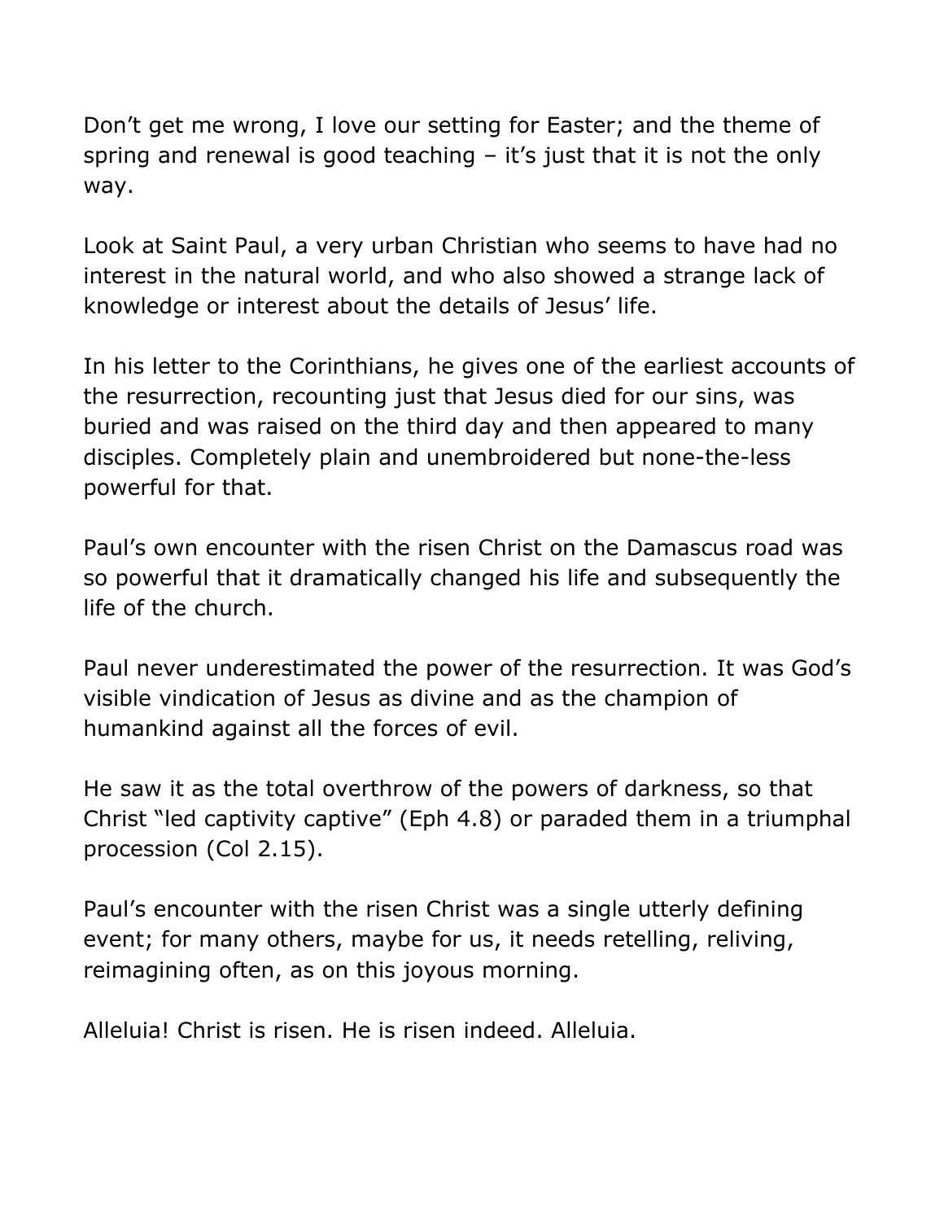Don’t get me wrong, I love our setting for Easter; and the theme of spring and renewal is good teaching – it’s just that it is not the only way.

Look at Saint Paul, a very urban Christian who seems to have had no interest in the natural world, and who also showed a strange lack of knowledge or interest about the details of Jesus’ life.

In his letter to the Corinthians, he gives one of the earliest accounts of the resurrection, recounting just that Jesus died for our sins, was buried and was raised on the third day and then appeared to many disciples. Completely plain and unembroidered but none-the-less powerful for that.

Paul’s own encounter with the risen Christ on the Damascus road was so powerful that it dramatically changed his life and subsequently the life of the church.

Paul never underestimated the power of the resurrection. It was God’s visible vindication of Jesus as divine and as the champion of humankind against all the forces of evil.

He saw it as the total overthrow of the powers of darkness, so that Christ “led captivity captive” (Eph 4.8) or paraded them in a triumphal procession (Col 2.15).

Paul’s encounter with the risen Christ was a single utterly defining event; for many others, maybe for us, it needs retelling, reliving, reimagining often, as on this joyous morning.

Alleluia! Christ is risen. He is risen indeed. Alleluia.